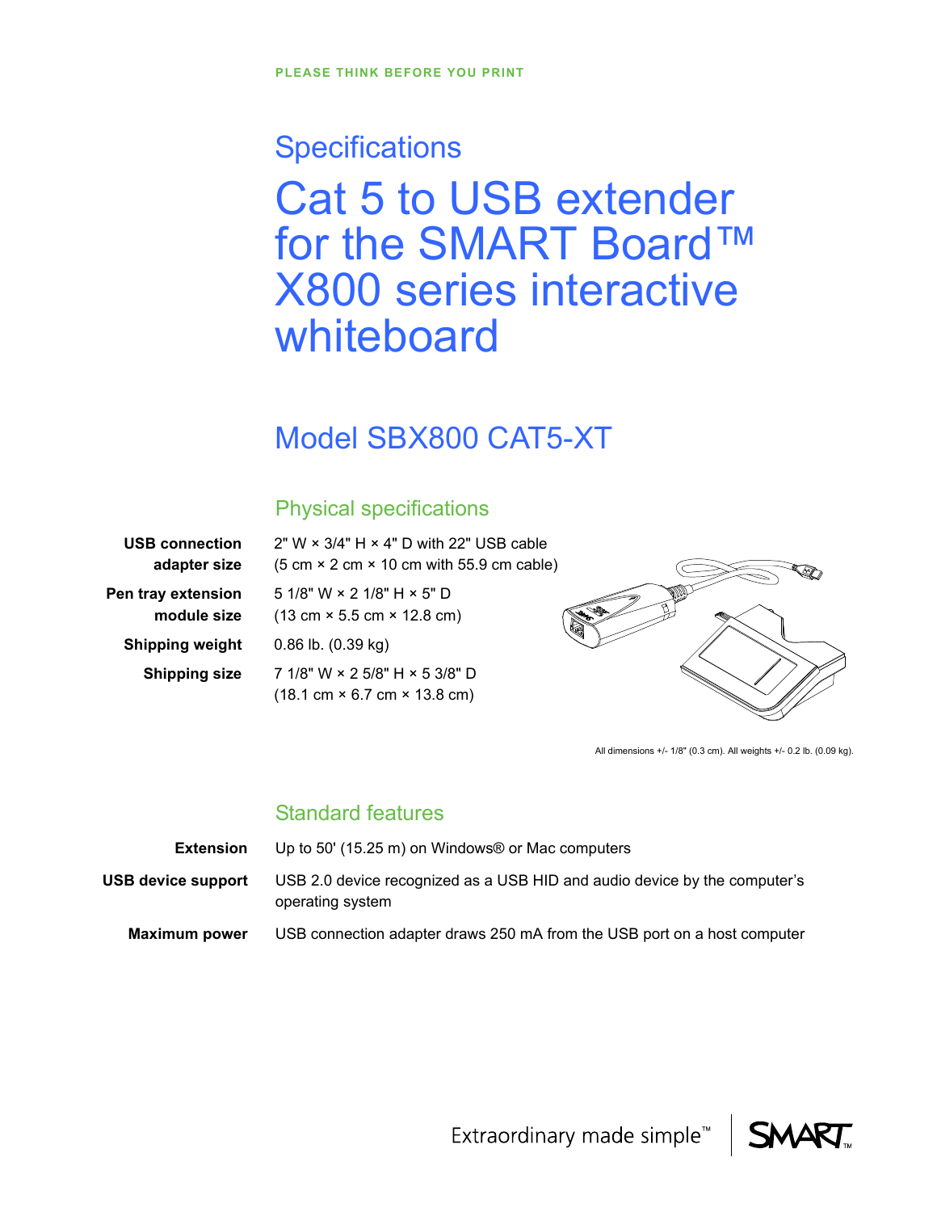PLEASE THINK BEFORE YOU PRINT

## Specifications

# Cat 5 to USB extender for the SMART Board™ X800 series interactive whiteboard

## Model SBX800 CAT5-XT

### Physical specifications

| | |
|---|---|
| **USB connection adapter size** | 2" W × 3/4" H × 4" D with 22" USB cable (5 cm × 2 cm × 10 cm with 55.9 cm cable) |
| **Pen tray extension module size** | 5 1/8" W × 2 1/8" H × 5" D (13 cm × 5.5 cm × 12.8 cm) |
| **Shipping weight** | 0.86 lb. (0.39 kg) |
| **Shipping size** | 7 1/8" W × 2 5/8" H × 5 3/8" D (18.1 cm × 6.7 cm × 13.8 cm) |

All dimensions +/- 1/8" (0.3 cm). All weights +/- 0.2 lb. (0.09 kg).

### Standard features

| | |
|---|---|
| **Extension** | Up to 50' (15.25 m) on Windows® or Mac computers |
| **USB device support** | USB 2.0 device recognized as a USB HID and audio device by the computer's operating system |
| **Maximum power** | USB connection adapter draws 250 mA from the USB port on a host computer |

Extraordinary made simple™ | SMART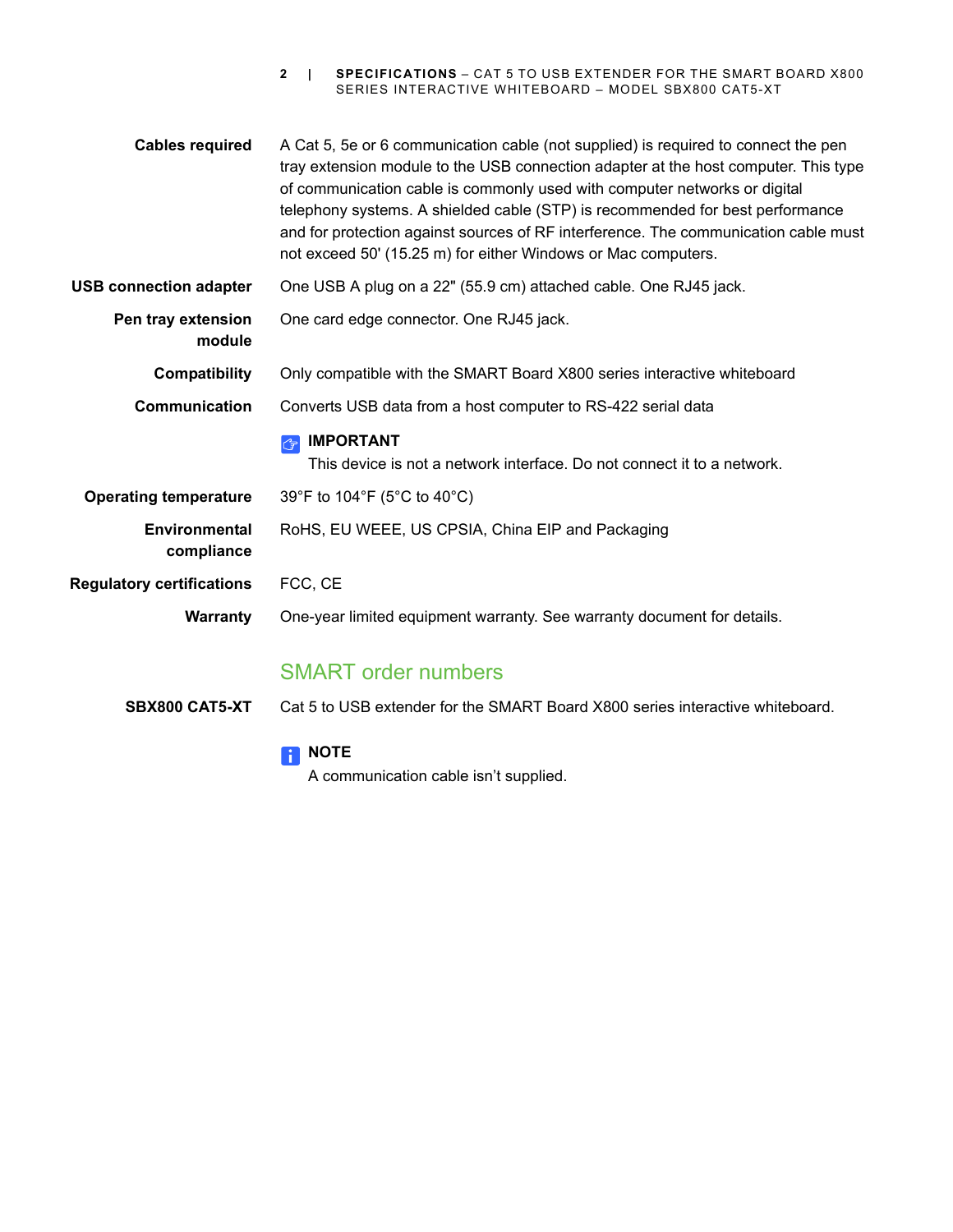**Cables required**

A Cat 5, 5e or 6 communication cable (not supplied) is required to connect the pen tray extension module to the USB connection adapter at the host computer. This type of communication cable is commonly used with computer networks or digital telephony systems. A shielded cable (STP) is recommended for best performance and for protection against sources of RF interference. The communication cable must not exceed 50' (15.25 m) for either Windows or Mac computers.

**USB connection adapter**

One USB A plug on a 22" (55.9 cm) attached cable. One RJ45 jack.

**Pen tray extension module**

One card edge connector. One RJ45 jack.

**Compatibility**

Only compatible with the SMART Board X800 series interactive whiteboard

**Communication**

Converts USB data from a host computer to RS-422 serial data

> **IMPORTANT**
> This device is not a network interface. Do not connect it to a network.

**Operating temperature**

39°F to 104°F (5°C to 40°C)

**Environmental compliance**

RoHS, EU WEEE, US CPSIA, China EIP and Packaging

**Regulatory certifications**

FCC, CE

**Warranty**

One-year limited equipment warranty. See warranty document for details.

## SMART order numbers

**SBX800 CAT5-XT**

Cat 5 to USB extender for the SMART Board X800 series interactive whiteboard.

> **NOTE**
> A communication cable isn't supplied.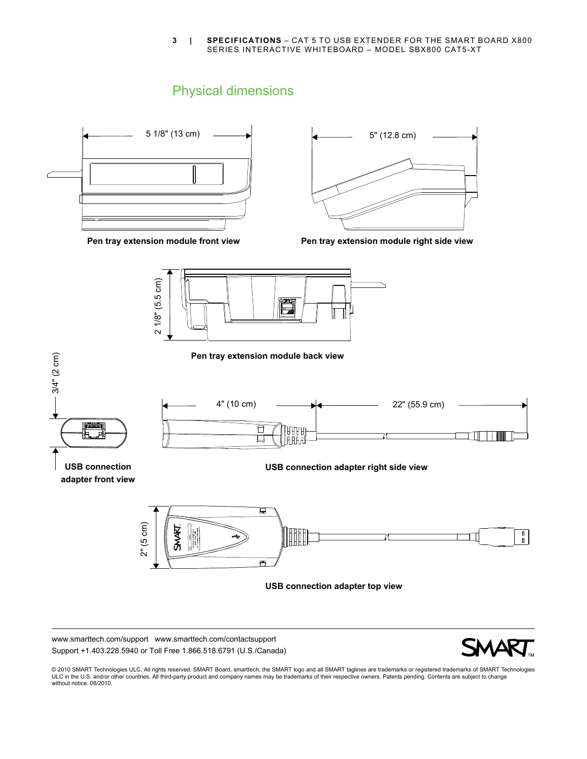## Physical dimensions

5 1/8" (13 cm)

5" (12.8 cm)

**Pen tray extension module front view**

**Pen tray extension module right side view**

2 1/8" (5.5 cm)

**Pen tray extension module back view**

3/4" (2 cm)

4" (10 cm)

22" (55.9 cm)

**USB connection adapter front view**

**USB connection adapter right side view**

2" (5 cm)

**USB connection adapter top view**

www.smarttech.com/support www.smarttech.com/contactsupport
Support +1.403.228.5940 or Toll Free 1.866.518.6791 (U.S./Canada)

© 2010 SMART Technologies ULC. All rights reserved. SMART Board, smarttech, the SMART logo and all SMART taglines are trademarks or registered trademarks of SMART Technologies ULC in the U.S. and/or other countries. All third-party product and company names may be trademarks of their respective owners. Patents pending. Contents are subject to change without notice. 08/2010.